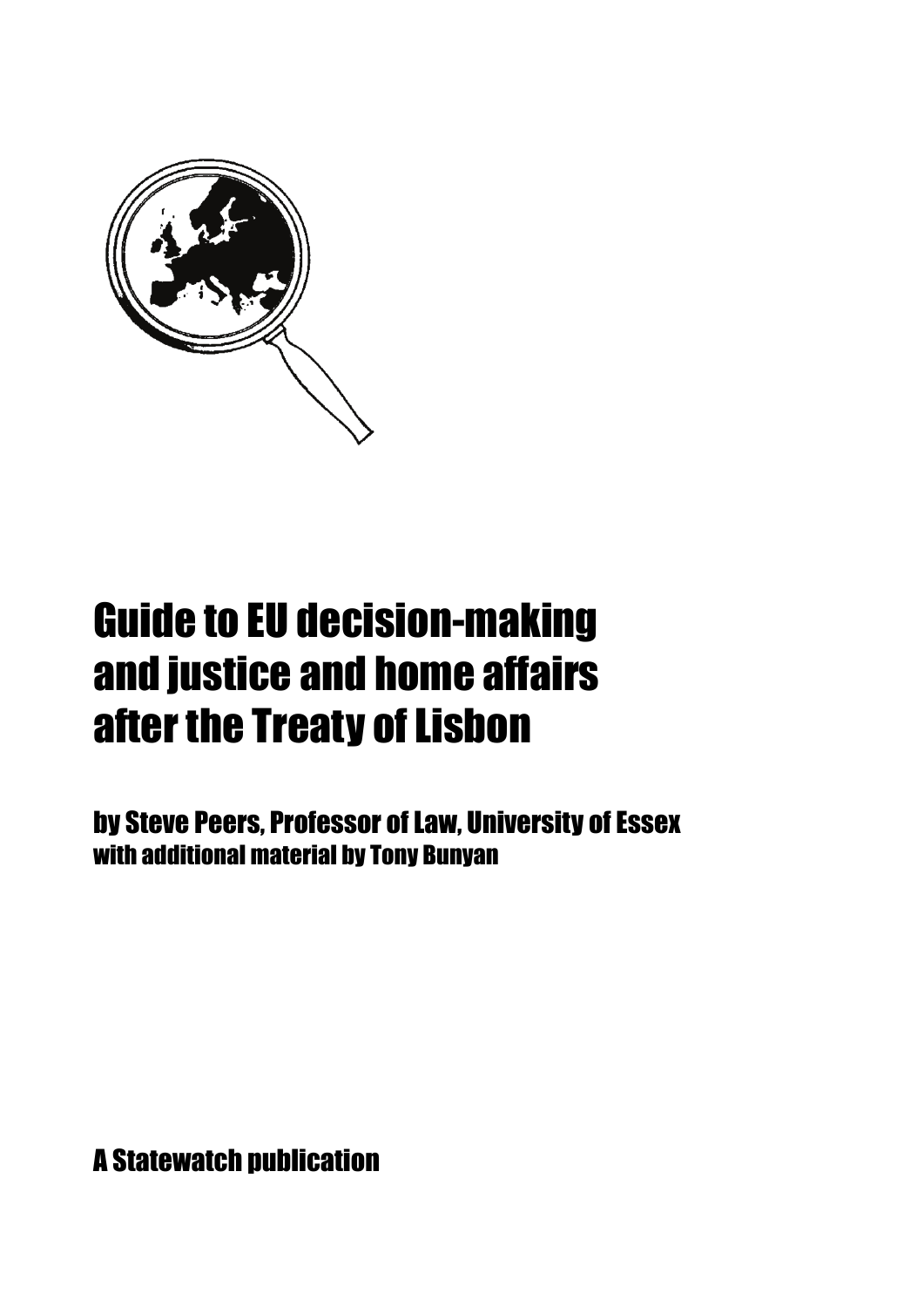# Guide to EU decision-making and justice and home affairs after the Treaty of Lisbon

**by Steve Peers, Professor of Law, University of Essex**
**with additional material by Tony Bunyan**

**A Statewatch publication**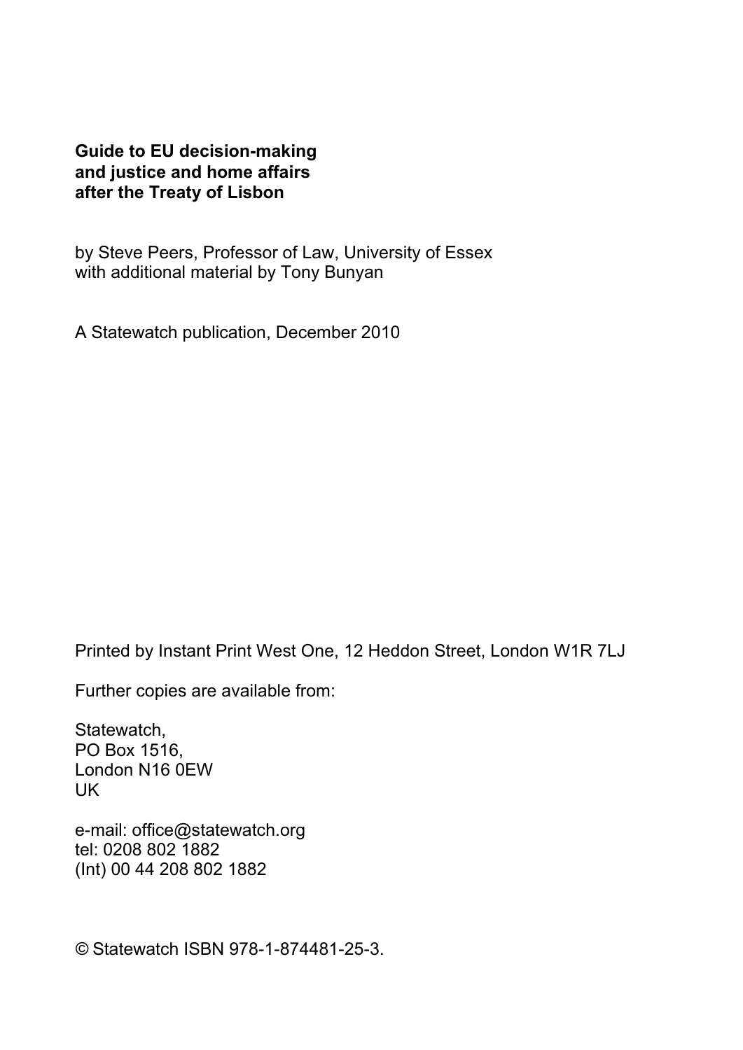**Guide to EU decision-making and justice and home affairs after the Treaty of Lisbon**

by Steve Peers, Professor of Law, University of Essex
with additional material by Tony Bunyan

A Statewatch publication, December 2010

Printed by Instant Print West One, 12 Heddon Street, London W1R 7LJ

Further copies are available from:

Statewatch,
PO Box 1516,
London N16 0EW
UK

e-mail: office@statewatch.org
tel: 0208 802 1882
(Int) 00 44 208 802 1882

© Statewatch ISBN 978-1-874481-25-3.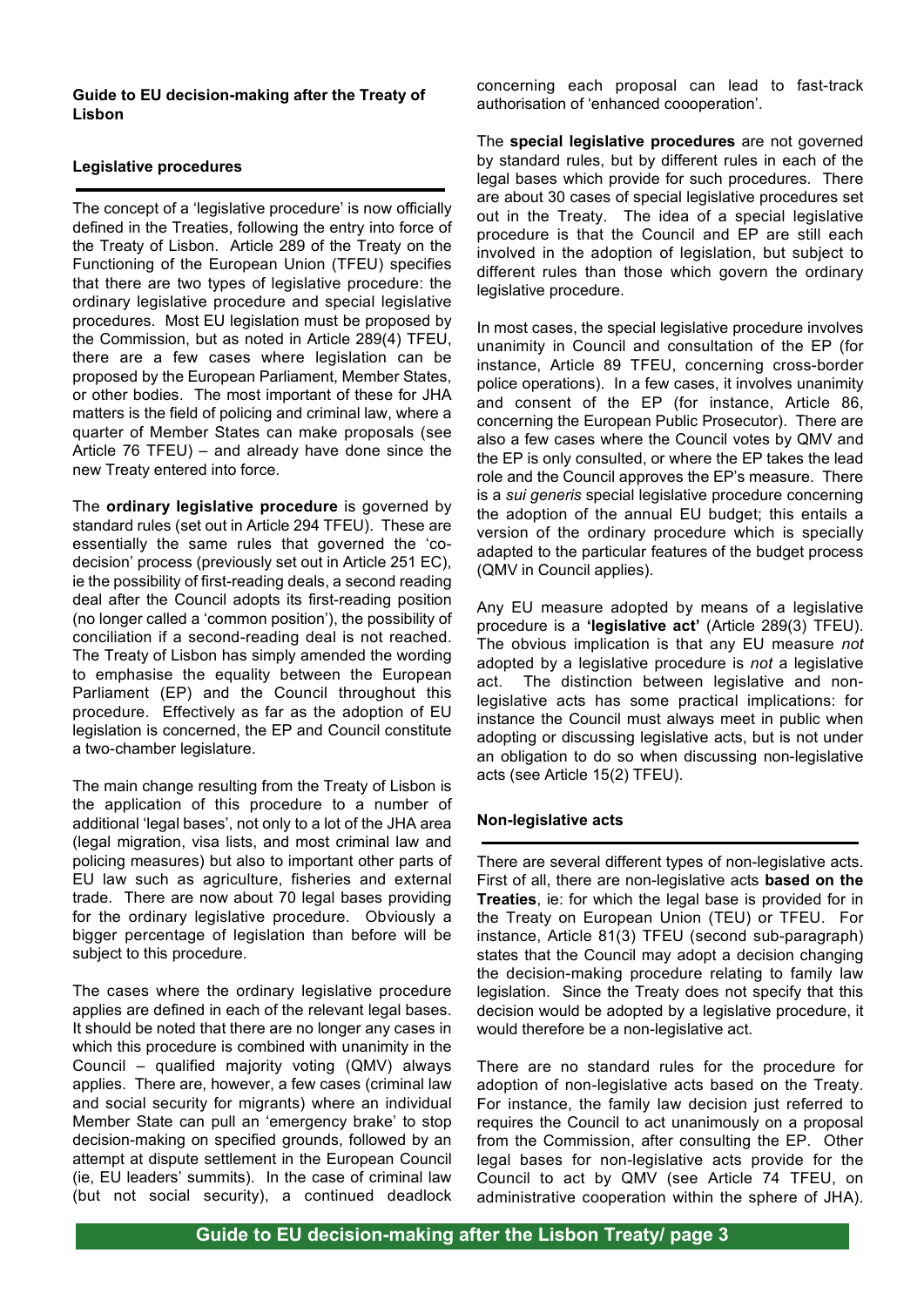**Guide to EU decision-making after the Treaty of Lisbon**

## Legislative procedures

The concept of a 'legislative procedure' is now officially defined in the Treaties, following the entry into force of the Treaty of Lisbon. Article 289 of the Treaty on the Functioning of the European Union (TFEU) specifies that there are two types of legislative procedure: the ordinary legislative procedure and special legislative procedures. Most EU legislation must be proposed by the Commission, but as noted in Article 289(4) TFEU, there are a few cases where legislation can be proposed by the European Parliament, Member States, or other bodies. The most important of these for JHA matters is the field of policing and criminal law, where a quarter of Member States can make proposals (see Article 76 TFEU) – and already have done since the new Treaty entered into force.

The **ordinary legislative procedure** is governed by standard rules (set out in Article 294 TFEU). These are essentially the same rules that governed the 'co-decision' process (previously set out in Article 251 EC), ie the possibility of first-reading deals, a second reading deal after the Council adopts its first-reading position (no longer called a 'common position'), the possibility of conciliation if a second-reading deal is not reached. The Treaty of Lisbon has simply amended the wording to emphasise the equality between the European Parliament (EP) and the Council throughout this procedure. Effectively as far as the adoption of EU legislation is concerned, the EP and Council constitute a two-chamber legislature.

The main change resulting from the Treaty of Lisbon is the application of this procedure to a number of additional 'legal bases', not only to a lot of the JHA area (legal migration, visa lists, and most criminal law and policing measures) but also to important other parts of EU law such as agriculture, fisheries and external trade. There are now about 70 legal bases providing for the ordinary legislative procedure. Obviously a bigger percentage of legislation than before will be subject to this procedure.

The cases where the ordinary legislative procedure applies are defined in each of the relevant legal bases. It should be noted that there are no longer any cases in which this procedure is combined with unanimity in the Council – qualified majority voting (QMV) always applies. There are, however, a few cases (criminal law and social security for migrants) where an individual Member State can pull an 'emergency brake' to stop decision-making on specified grounds, followed by an attempt at dispute settlement in the European Council (ie, EU leaders' summits). In the case of criminal law (but not social security), a continued deadlock concerning each proposal can lead to fast-track authorisation of 'enhanced coooperation'.

The **special legislative procedures** are not governed by standard rules, but by different rules in each of the legal bases which provide for such procedures. There are about 30 cases of special legislative procedures set out in the Treaty. The idea of a special legislative procedure is that the Council and EP are still each involved in the adoption of legislation, but subject to different rules than those which govern the ordinary legislative procedure.

In most cases, the special legislative procedure involves unanimity in Council and consultation of the EP (for instance, Article 89 TFEU, concerning cross-border police operations). In a few cases, it involves unanimity and consent of the EP (for instance, Article 86, concerning the European Public Prosecutor). There are also a few cases where the Council votes by QMV and the EP is only consulted, or where the EP takes the lead role and the Council approves the EP's measure. There is a *sui generis* special legislative procedure concerning the adoption of the annual EU budget; this entails a version of the ordinary procedure which is specially adapted to the particular features of the budget process (QMV in Council applies).

Any EU measure adopted by means of a legislative procedure is a **'legislative act'** (Article 289(3) TFEU). The obvious implication is that any EU measure *not* adopted by a legislative procedure is *not* a legislative act. The distinction between legislative and non-legislative acts has some practical implications: for instance the Council must always meet in public when adopting or discussing legislative acts, but is not under an obligation to do so when discussing non-legislative acts (see Article 15(2) TFEU).

## Non-legislative acts

There are several different types of non-legislative acts. First of all, there are non-legislative acts **based on the Treaties**, ie: for which the legal base is provided for in the Treaty on European Union (TEU) or TFEU. For instance, Article 81(3) TFEU (second sub-paragraph) states that the Council may adopt a decision changing the decision-making procedure relating to family law legislation. Since the Treaty does not specify that this decision would be adopted by a legislative procedure, it would therefore be a non-legislative act.

There are no standard rules for the procedure for adoption of non-legislative acts based on the Treaty. For instance, the family law decision just referred to requires the Council to act unanimously on a proposal from the Commission, after consulting the EP. Other legal bases for non-legislative acts provide for the Council to act by QMV (see Article 74 TFEU, on administrative cooperation within the sphere of JHA).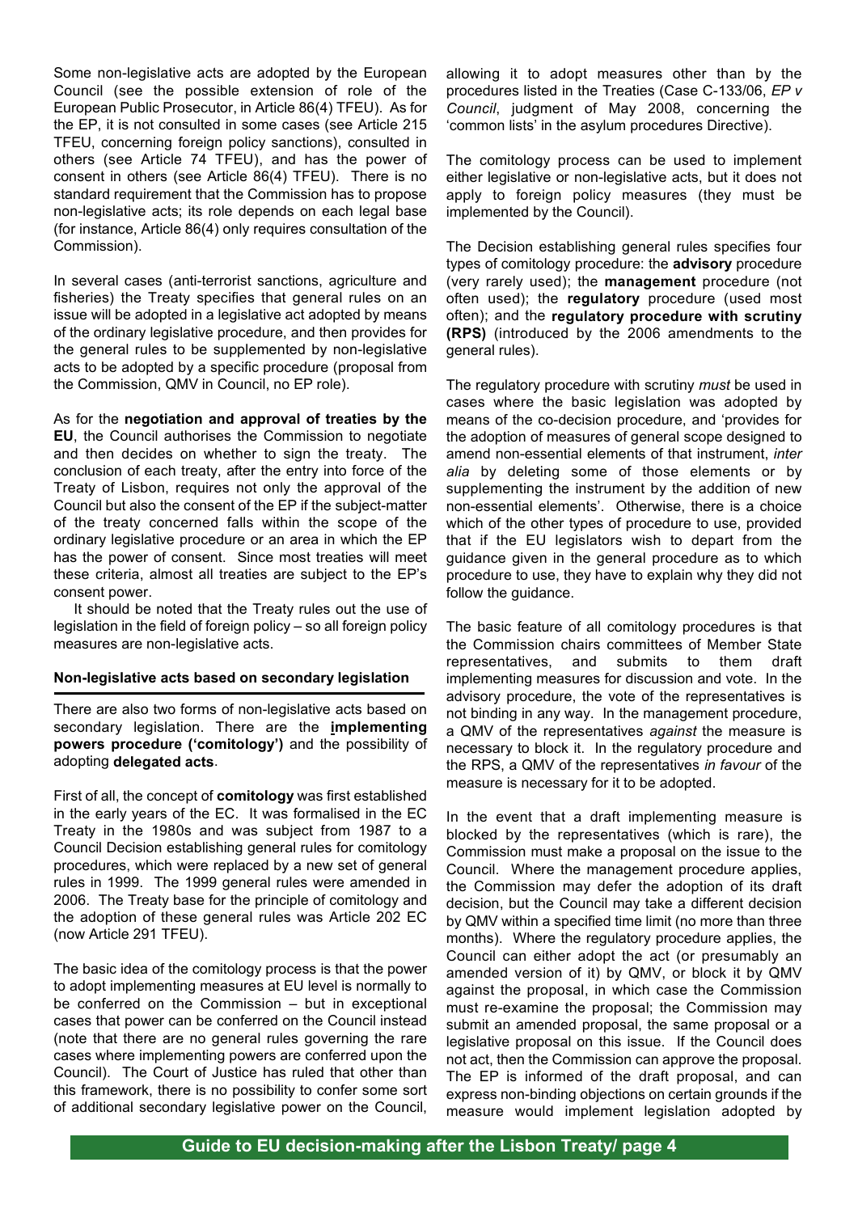Some non-legislative acts are adopted by the European Council (see the possible extension of role of the European Public Prosecutor, in Article 86(4) TFEU). As for the EP, it is not consulted in some cases (see Article 215 TFEU, concerning foreign policy sanctions), consulted in others (see Article 74 TFEU), and has the power of consent in others (see Article 86(4) TFEU). There is no standard requirement that the Commission has to propose non-legislative acts; its role depends on each legal base (for instance, Article 86(4) only requires consultation of the Commission).

In several cases (anti-terrorist sanctions, agriculture and fisheries) the Treaty specifies that general rules on an issue will be adopted in a legislative act adopted by means of the ordinary legislative procedure, and then provides for the general rules to be supplemented by non-legislative acts to be adopted by a specific procedure (proposal from the Commission, QMV in Council, no EP role).

As for the **negotiation and approval of treaties by the EU**, the Council authorises the Commission to negotiate and then decides on whether to sign the treaty. The conclusion of each treaty, after the entry into force of the Treaty of Lisbon, requires not only the approval of the Council but also the consent of the EP if the subject-matter of the treaty concerned falls within the scope of the ordinary legislative procedure or an area in which the EP has the power of consent. Since most treaties will meet these criteria, almost all treaties are subject to the EP's consent power.

It should be noted that the Treaty rules out the use of legislation in the field of foreign policy – so all foreign policy measures are non-legislative acts.

### Non-legislative acts based on secondary legislation

There are also two forms of non-legislative acts based on secondary legislation. There are the **implementing powers procedure ('comitology')** and the possibility of adopting **delegated acts**.

First of all, the concept of **comitology** was first established in the early years of the EC. It was formalised in the EC Treaty in the 1980s and was subject from 1987 to a Council Decision establishing general rules for comitology procedures, which were replaced by a new set of general rules in 1999. The 1999 general rules were amended in 2006. The Treaty base for the principle of comitology and the adoption of these general rules was Article 202 EC (now Article 291 TFEU).

The basic idea of the comitology process is that the power to adopt implementing measures at EU level is normally to be conferred on the Commission – but in exceptional cases that power can be conferred on the Council instead (note that there are no general rules governing the rare cases where implementing powers are conferred upon the Council). The Court of Justice has ruled that other than this framework, there is no possibility to confer some sort of additional secondary legislative power on the Council, allowing it to adopt measures other than by the procedures listed in the Treaties (Case C-133/06, *EP v Council*, judgment of May 2008, concerning the 'common lists' in the asylum procedures Directive).

The comitology process can be used to implement either legislative or non-legislative acts, but it does not apply to foreign policy measures (they must be implemented by the Council).

The Decision establishing general rules specifies four types of comitology procedure: the **advisory** procedure (very rarely used); the **management** procedure (not often used); the **regulatory** procedure (used most often); and the **regulatory procedure with scrutiny (RPS)** (introduced by the 2006 amendments to the general rules).

The regulatory procedure with scrutiny *must* be used in cases where the basic legislation was adopted by means of the co-decision procedure, and 'provides for the adoption of measures of general scope designed to amend non-essential elements of that instrument, *inter alia* by deleting some of those elements or by supplementing the instrument by the addition of new non-essential elements'. Otherwise, there is a choice which of the other types of procedure to use, provided that if the EU legislators wish to depart from the guidance given in the general procedure as to which procedure to use, they have to explain why they did not follow the guidance.

The basic feature of all comitology procedures is that the Commission chairs committees of Member State representatives, and submits to them draft implementing measures for discussion and vote. In the advisory procedure, the vote of the representatives is not binding in any way. In the management procedure, a QMV of the representatives *against* the measure is necessary to block it. In the regulatory procedure and the RPS, a QMV of the representatives *in favour* of the measure is necessary for it to be adopted.

In the event that a draft implementing measure is blocked by the representatives (which is rare), the Commission must make a proposal on the issue to the Council. Where the management procedure applies, the Commission may defer the adoption of its draft decision, but the Council may take a different decision by QMV within a specified time limit (no more than three months). Where the regulatory procedure applies, the Council can either adopt the act (or presumably an amended version of it) by QMV, or block it by QMV against the proposal, in which case the Commission must re-examine the proposal; the Commission may submit an amended proposal, the same proposal or a legislative proposal on this issue. If the Council does not act, then the Commission can approve the proposal. The EP is informed of the draft proposal, and can express non-binding objections on certain grounds if the measure would implement legislation adopted by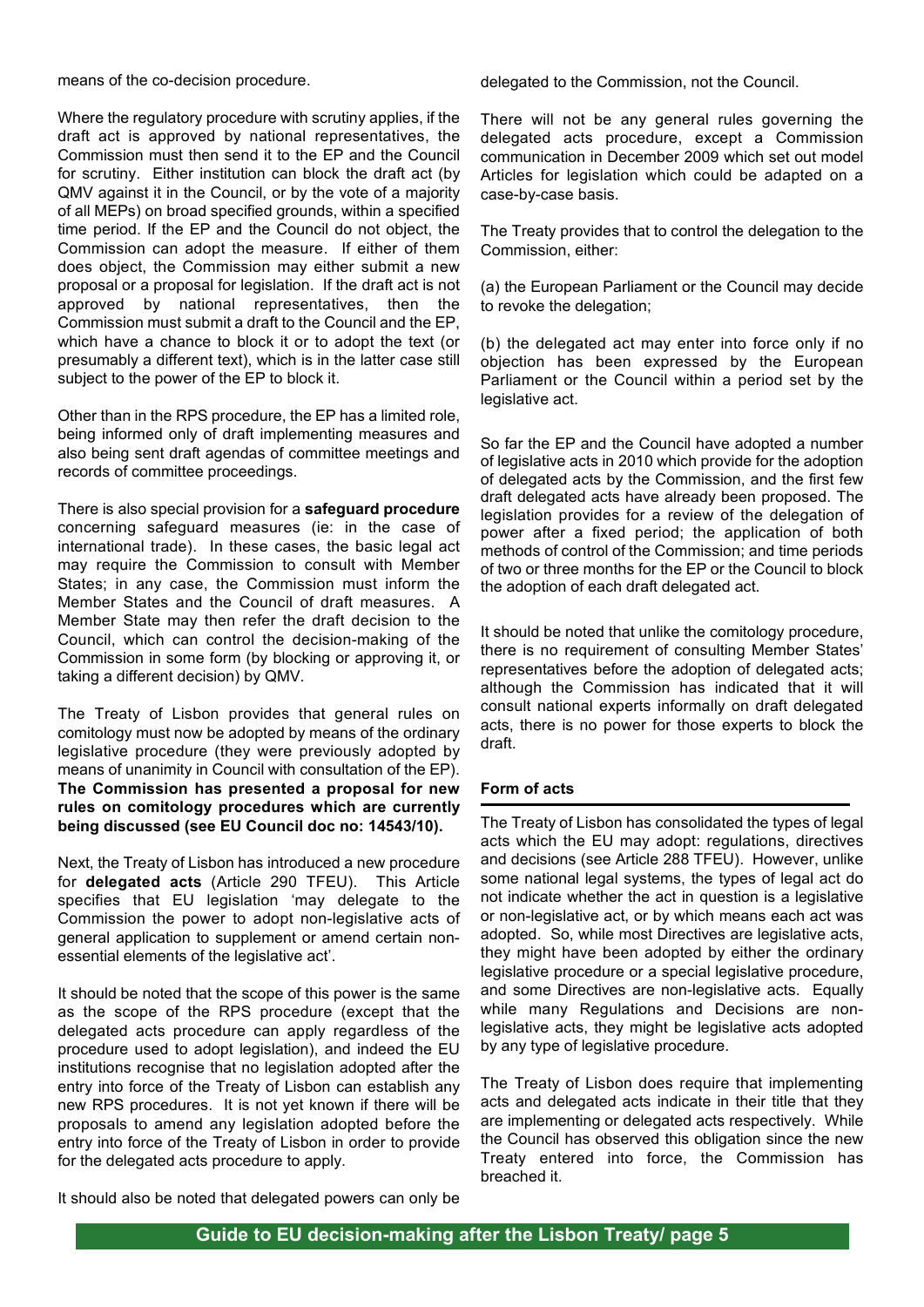means of the co-decision procedure.

Where the regulatory procedure with scrutiny applies, if the draft act is approved by national representatives, the Commission must then send it to the EP and the Council for scrutiny. Either institution can block the draft act (by QMV against it in the Council, or by the vote of a majority of all MEPs) on broad specified grounds, within a specified time period. If the EP and the Council do not object, the Commission can adopt the measure. If either of them does object, the Commission may either submit a new proposal or a proposal for legislation. If the draft act is not approved by national representatives, then the Commission must submit a draft to the Council and the EP, which have a chance to block it or to adopt the text (or presumably a different text), which is in the latter case still subject to the power of the EP to block it.

Other than in the RPS procedure, the EP has a limited role, being informed only of draft implementing measures and also being sent draft agendas of committee meetings and records of committee proceedings.

There is also special provision for a **safeguard procedure** concerning safeguard measures (ie: in the case of international trade). In these cases, the basic legal act may require the Commission to consult with Member States; in any case, the Commission must inform the Member States and the Council of draft measures. A Member State may then refer the draft decision to the Council, which can control the decision-making of the Commission in some form (by blocking or approving it, or taking a different decision) by QMV.

The Treaty of Lisbon provides that general rules on comitology must now be adopted by means of the ordinary legislative procedure (they were previously adopted by means of unanimity in Council with consultation of the EP). **The Commission has presented a proposal for new rules on comitology procedures which are currently being discussed (see EU Council doc no: 14543/10).**

Next, the Treaty of Lisbon has introduced a new procedure for **delegated acts** (Article 290 TFEU). This Article specifies that EU legislation 'may delegate to the Commission the power to adopt non-legislative acts of general application to supplement or amend certain non-essential elements of the legislative act'.

It should be noted that the scope of this power is the same as the scope of the RPS procedure (except that the delegated acts procedure can apply regardless of the procedure used to adopt legislation), and indeed the EU institutions recognise that no legislation adopted after the entry into force of the Treaty of Lisbon can establish any new RPS procedures. It is not yet known if there will be proposals to amend any legislation adopted before the entry into force of the Treaty of Lisbon in order to provide for the delegated acts procedure to apply.

It should also be noted that delegated powers can only be delegated to the Commission, not the Council.

There will not be any general rules governing the delegated acts procedure, except a Commission communication in December 2009 which set out model Articles for legislation which could be adapted on a case-by-case basis.

The Treaty provides that to control the delegation to the Commission, either:

(a) the European Parliament or the Council may decide to revoke the delegation;

(b) the delegated act may enter into force only if no objection has been expressed by the European Parliament or the Council within a period set by the legislative act.

So far the EP and the Council have adopted a number of legislative acts in 2010 which provide for the adoption of delegated acts by the Commission, and the first few draft delegated acts have already been proposed. The legislation provides for a review of the delegation of power after a fixed period; the application of both methods of control of the Commission; and time periods of two or three months for the EP or the Council to block the adoption of each draft delegated act.

It should be noted that unlike the comitology procedure, there is no requirement of consulting Member States' representatives before the adoption of delegated acts; although the Commission has indicated that it will consult national experts informally on draft delegated acts, there is no power for those experts to block the draft.

#### Form of acts

The Treaty of Lisbon has consolidated the types of legal acts which the EU may adopt: regulations, directives and decisions (see Article 288 TFEU). However, unlike some national legal systems, the types of legal act do not indicate whether the act in question is a legislative or non-legislative act, or by which means each act was adopted. So, while most Directives are legislative acts, they might have been adopted by either the ordinary legislative procedure or a special legislative procedure, and some Directives are non-legislative acts. Equally while many Regulations and Decisions are non-legislative acts, they might be legislative acts adopted by any type of legislative procedure.

The Treaty of Lisbon does require that implementing acts and delegated acts indicate in their title that they are implementing or delegated acts respectively. While the Council has observed this obligation since the new Treaty entered into force, the Commission has breached it.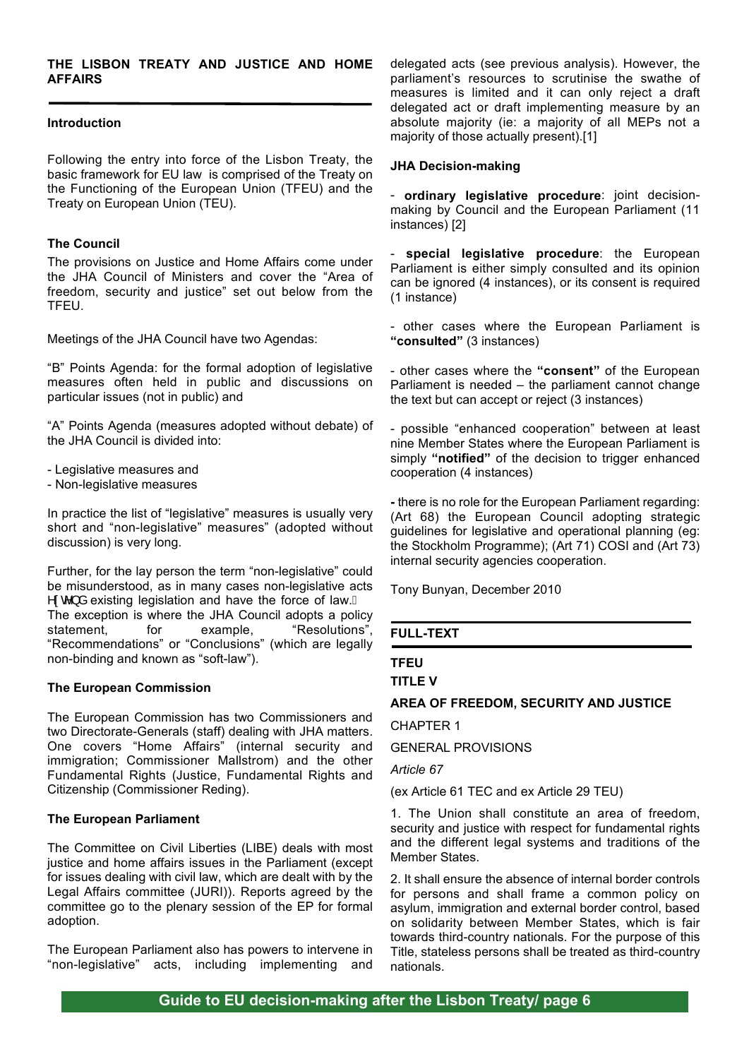**THE LISBON TREATY AND JUSTICE AND HOME AFFAIRS**

**Introduction**

Following the entry into force of the Lisbon Treaty, the basic framework for EU law is comprised of the Treaty on the Functioning of the European Union (TFEU) and the Treaty on European Union (TEU).

**The Council**

The provisions on Justice and Home Affairs come under the JHA Council of Ministers and cover the "Area of freedom, security and justice" set out below from the TFEU.

Meetings of the JHA Council have two Agendas:

"B" Points Agenda: for the formal adoption of legislative measures often held in public and discussions on particular issues (not in public) and

"A" Points Agenda (measures adopted without debate) of the JHA Council is divided into:

- Legislative measures and
- Non-legislative measures

In practice the list of "legislative" measures is usually very short and "non-legislative" measures" (adopted without discussion) is very long.

Further, for the lay person the term "non-legislative" could be misunderstood, as in many cases non-legislative acts extend existing legislation and have the force of law.
The exception is where the JHA Council adopts a policy statement, for example, "Resolutions", "Recommendations" or "Conclusions" (which are legally non-binding and known as "soft-law").

**The European Commission**

The European Commission has two Commissioners and two Directorate-Generals (staff) dealing with JHA matters. One covers "Home Affairs" (internal security and immigration; Commissioner Mallstrom) and the other Fundamental Rights (Justice, Fundamental Rights and Citizenship (Commissioner Reding).

**The European Parliament**

The Committee on Civil Liberties (LIBE) deals with most justice and home affairs issues in the Parliament (except for issues dealing with civil law, which are dealt with by the Legal Affairs committee (JURI)). Reports agreed by the committee go to the plenary session of the EP for formal adoption.

The European Parliament also has powers to intervene in "non-legislative" acts, including implementing and delegated acts (see previous analysis). However, the parliament's resources to scrutinise the swathe of measures is limited and it can only reject a draft delegated act or draft implementing measure by an absolute majority (ie: a majority of all MEPs not a majority of those actually present).[1]

**JHA Decision-making**

- **ordinary legislative procedure**: joint decision-making by Council and the European Parliament (11 instances) [2]

- **special legislative procedure**: the European Parliament is either simply consulted and its opinion can be ignored (4 instances), or its consent is required (1 instance)

- other cases where the European Parliament is **"consulted"** (3 instances)

- other cases where the **"consent"** of the European Parliament is needed – the parliament cannot change the text but can accept or reject (3 instances)

- possible "enhanced cooperation" between at least nine Member States where the European Parliament is simply **"notified"** of the decision to trigger enhanced cooperation (4 instances)

**-** there is no role for the European Parliament regarding: (Art 68) the European Council adopting strategic guidelines for legislative and operational planning (eg: the Stockholm Programme); (Art 71) COSI and (Art 73) internal security agencies cooperation.

Tony Bunyan, December 2010

**FULL-TEXT**

**TFEU**

**TITLE V**

**AREA OF FREEDOM, SECURITY AND JUSTICE**

CHAPTER 1

GENERAL PROVISIONS

*Article 67*

(ex Article 61 TEC and ex Article 29 TEU)

1. The Union shall constitute an area of freedom, security and justice with respect for fundamental rights and the different legal systems and traditions of the Member States.

2. It shall ensure the absence of internal border controls for persons and shall frame a common policy on asylum, immigration and external border control, based on solidarity between Member States, which is fair towards third-country nationals. For the purpose of this Title, stateless persons shall be treated as third-country nationals.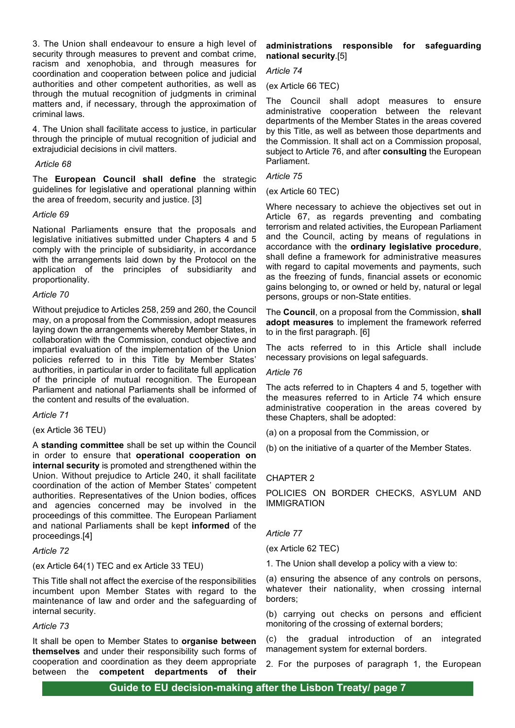3. The Union shall endeavour to ensure a high level of security through measures to prevent and combat crime, racism and xenophobia, and through measures for coordination and cooperation between police and judicial authorities and other competent authorities, as well as through the mutual recognition of judgments in criminal matters and, if necessary, through the approximation of criminal laws.

4. The Union shall facilitate access to justice, in particular through the principle of mutual recognition of judicial and extrajudicial decisions in civil matters.

*Article 68*

The **European Council shall define** the strategic guidelines for legislative and operational planning within the area of freedom, security and justice. [3]

*Article 69*

National Parliaments ensure that the proposals and legislative initiatives submitted under Chapters 4 and 5 comply with the principle of subsidiarity, in accordance with the arrangements laid down by the Protocol on the application of the principles of subsidiarity and proportionality.

*Article 70*

Without prejudice to Articles 258, 259 and 260, the Council may, on a proposal from the Commission, adopt measures laying down the arrangements whereby Member States, in collaboration with the Commission, conduct objective and impartial evaluation of the implementation of the Union policies referred to in this Title by Member States' authorities, in particular in order to facilitate full application of the principle of mutual recognition. The European Parliament and national Parliaments shall be informed of the content and results of the evaluation.

*Article 71*

(ex Article 36 TEU)

A **standing committee** shall be set up within the Council in order to ensure that **operational cooperation on internal security** is promoted and strengthened within the Union. Without prejudice to Article 240, it shall facilitate coordination of the action of Member States' competent authorities. Representatives of the Union bodies, offices and agencies concerned may be involved in the proceedings of this committee. The European Parliament and national Parliaments shall be kept **informed** of the proceedings.[4]

*Article 72*

(ex Article 64(1) TEC and ex Article 33 TEU)

This Title shall not affect the exercise of the responsibilities incumbent upon Member States with regard to the maintenance of law and order and the safeguarding of internal security.

*Article 73*

It shall be open to Member States to **organise between themselves** and under their responsibility such forms of cooperation and coordination as they deem appropriate between the **competent departments of their administrations responsible for safeguarding national security**.[5]

*Article 74*

(ex Article 66 TEC)

The Council shall adopt measures to ensure administrative cooperation between the relevant departments of the Member States in the areas covered by this Title, as well as between those departments and the Commission. It shall act on a Commission proposal, subject to Article 76, and after **consulting** the European Parliament.

*Article 75*

(ex Article 60 TEC)

Where necessary to achieve the objectives set out in Article 67, as regards preventing and combating terrorism and related activities, the European Parliament and the Council, acting by means of regulations in accordance with the **ordinary legislative procedure**, shall define a framework for administrative measures with regard to capital movements and payments, such as the freezing of funds, financial assets or economic gains belonging to, or owned or held by, natural or legal persons, groups or non-State entities.

The **Council**, on a proposal from the Commission, **shall adopt measures** to implement the framework referred to in the first paragraph. [6]

The acts referred to in this Article shall include necessary provisions on legal safeguards.

*Article 76*

The acts referred to in Chapters 4 and 5, together with the measures referred to in Article 74 which ensure administrative cooperation in the areas covered by these Chapters, shall be adopted:

(a) on a proposal from the Commission, or

(b) on the initiative of a quarter of the Member States.

## CHAPTER 2

## POLICIES ON BORDER CHECKS, ASYLUM AND IMMIGRATION

*Article 77*

(ex Article 62 TEC)

1. The Union shall develop a policy with a view to:

(a) ensuring the absence of any controls on persons, whatever their nationality, when crossing internal borders;

(b) carrying out checks on persons and efficient monitoring of the crossing of external borders;

(c) the gradual introduction of an integrated management system for external borders.

2. For the purposes of paragraph 1, the European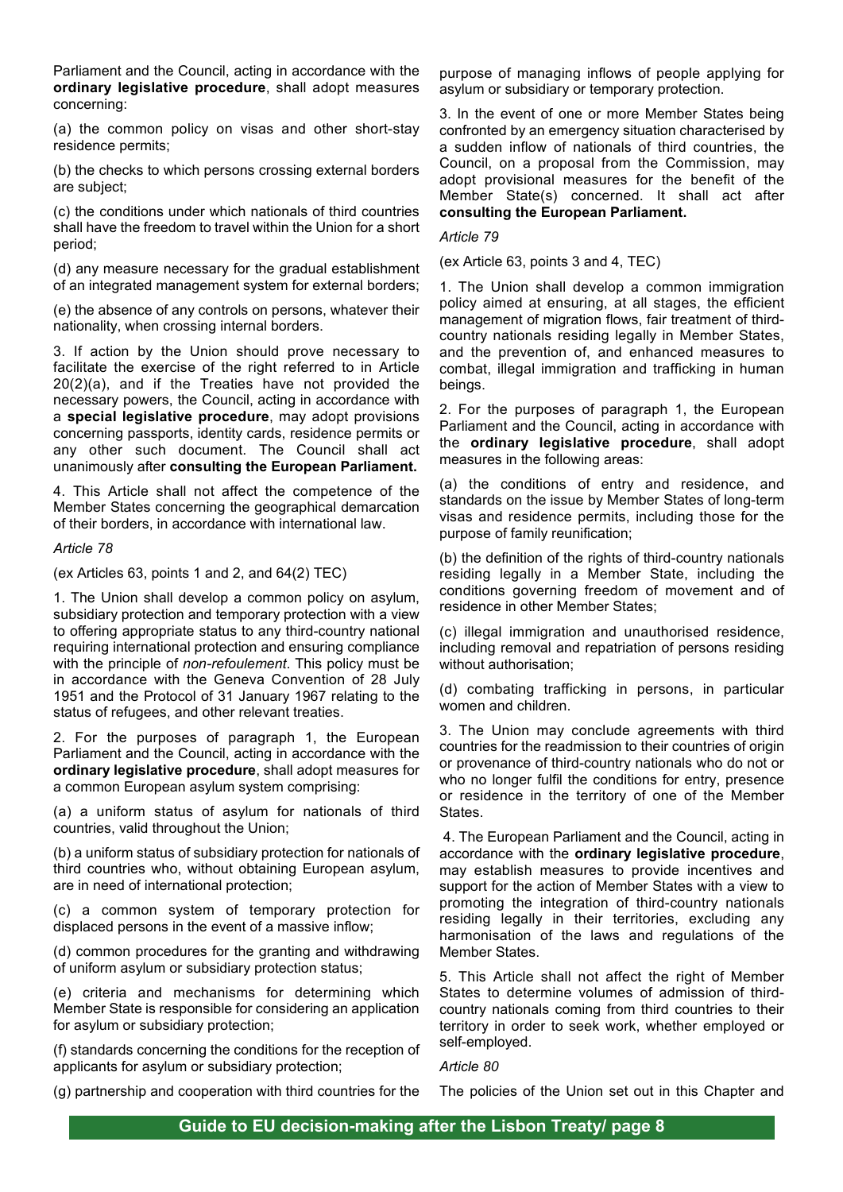Parliament and the Council, acting in accordance with the **ordinary legislative procedure**, shall adopt measures concerning:

(a) the common policy on visas and other short-stay residence permits;

(b) the checks to which persons crossing external borders are subject;

(c) the conditions under which nationals of third countries shall have the freedom to travel within the Union for a short period;

(d) any measure necessary for the gradual establishment of an integrated management system for external borders;

(e) the absence of any controls on persons, whatever their nationality, when crossing internal borders.

3. If action by the Union should prove necessary to facilitate the exercise of the right referred to in Article 20(2)(a), and if the Treaties have not provided the necessary powers, the Council, acting in accordance with a **special legislative procedure**, may adopt provisions concerning passports, identity cards, residence permits or any other such document. The Council shall act unanimously after **consulting the European Parliament.**

4. This Article shall not affect the competence of the Member States concerning the geographical demarcation of their borders, in accordance with international law.

*Article 78*

(ex Articles 63, points 1 and 2, and 64(2) TEC)

1. The Union shall develop a common policy on asylum, subsidiary protection and temporary protection with a view to offering appropriate status to any third-country national requiring international protection and ensuring compliance with the principle of *non-refoulement*. This policy must be in accordance with the Geneva Convention of 28 July 1951 and the Protocol of 31 January 1967 relating to the status of refugees, and other relevant treaties.

2. For the purposes of paragraph 1, the European Parliament and the Council, acting in accordance with the **ordinary legislative procedure**, shall adopt measures for a common European asylum system comprising:

(a) a uniform status of asylum for nationals of third countries, valid throughout the Union;

(b) a uniform status of subsidiary protection for nationals of third countries who, without obtaining European asylum, are in need of international protection;

(c) a common system of temporary protection for displaced persons in the event of a massive inflow;

(d) common procedures for the granting and withdrawing of uniform asylum or subsidiary protection status;

(e) criteria and mechanisms for determining which Member State is responsible for considering an application for asylum or subsidiary protection;

(f) standards concerning the conditions for the reception of applicants for asylum or subsidiary protection;

(g) partnership and cooperation with third countries for the purpose of managing inflows of people applying for asylum or subsidiary or temporary protection.

3. In the event of one or more Member States being confronted by an emergency situation characterised by a sudden inflow of nationals of third countries, the Council, on a proposal from the Commission, may adopt provisional measures for the benefit of the Member State(s) concerned. It shall act after **consulting the European Parliament.**

*Article 79*

(ex Article 63, points 3 and 4, TEC)

1. The Union shall develop a common immigration policy aimed at ensuring, at all stages, the efficient management of migration flows, fair treatment of third-country nationals residing legally in Member States, and the prevention of, and enhanced measures to combat, illegal immigration and trafficking in human beings.

2. For the purposes of paragraph 1, the European Parliament and the Council, acting in accordance with the **ordinary legislative procedure**, shall adopt measures in the following areas:

(a) the conditions of entry and residence, and standards on the issue by Member States of long-term visas and residence permits, including those for the purpose of family reunification;

(b) the definition of the rights of third-country nationals residing legally in a Member State, including the conditions governing freedom of movement and of residence in other Member States;

(c) illegal immigration and unauthorised residence, including removal and repatriation of persons residing without authorisation;

(d) combating trafficking in persons, in particular women and children.

3. The Union may conclude agreements with third countries for the readmission to their countries of origin or provenance of third-country nationals who do not or who no longer fulfil the conditions for entry, presence or residence in the territory of one of the Member States.

4. The European Parliament and the Council, acting in accordance with the **ordinary legislative procedure**, may establish measures to provide incentives and support for the action of Member States with a view to promoting the integration of third-country nationals residing legally in their territories, excluding any harmonisation of the laws and regulations of the Member States.

5. This Article shall not affect the right of Member States to determine volumes of admission of third-country nationals coming from third countries to their territory in order to seek work, whether employed or self-employed.

*Article 80*

The policies of the Union set out in this Chapter and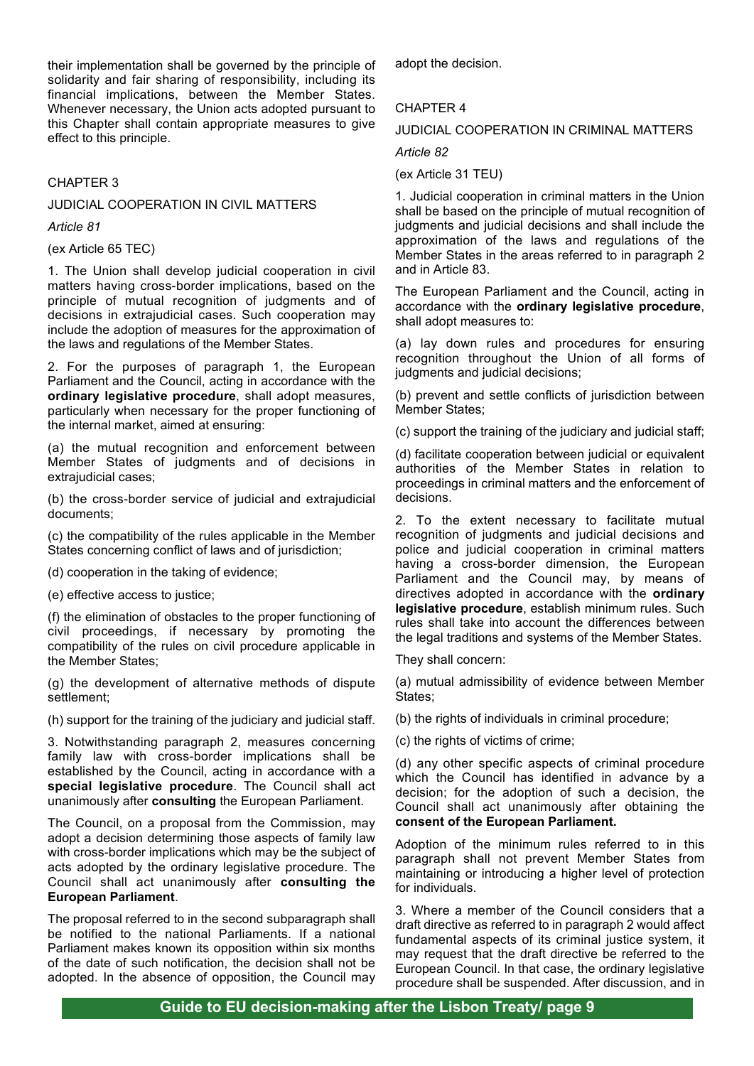their implementation shall be governed by the principle of solidarity and fair sharing of responsibility, including its financial implications, between the Member States. Whenever necessary, the Union acts adopted pursuant to this Chapter shall contain appropriate measures to give effect to this principle.

CHAPTER 3

JUDICIAL COOPERATION IN CIVIL MATTERS

*Article 81*

(ex Article 65 TEC)

1. The Union shall develop judicial cooperation in civil matters having cross-border implications, based on the principle of mutual recognition of judgments and of decisions in extrajudicial cases. Such cooperation may include the adoption of measures for the approximation of the laws and regulations of the Member States.

2. For the purposes of paragraph 1, the European Parliament and the Council, acting in accordance with the **ordinary legislative procedure**, shall adopt measures, particularly when necessary for the proper functioning of the internal market, aimed at ensuring:

(a) the mutual recognition and enforcement between Member States of judgments and of decisions in extrajudicial cases;

(b) the cross-border service of judicial and extrajudicial documents;

(c) the compatibility of the rules applicable in the Member States concerning conflict of laws and of jurisdiction;

(d) cooperation in the taking of evidence;

(e) effective access to justice;

(f) the elimination of obstacles to the proper functioning of civil proceedings, if necessary by promoting the compatibility of the rules on civil procedure applicable in the Member States;

(g) the development of alternative methods of dispute settlement;

(h) support for the training of the judiciary and judicial staff.

3. Notwithstanding paragraph 2, measures concerning family law with cross-border implications shall be established by the Council, acting in accordance with a **special legislative procedure**. The Council shall act unanimously after **consulting** the European Parliament.

The Council, on a proposal from the Commission, may adopt a decision determining those aspects of family law with cross-border implications which may be the subject of acts adopted by the ordinary legislative procedure. The Council shall act unanimously after **consulting the European Parliament**.

The proposal referred to in the second subparagraph shall be notified to the national Parliaments. If a national Parliament makes known its opposition within six months of the date of such notification, the decision shall not be adopted. In the absence of opposition, the Council may adopt the decision.

CHAPTER 4

JUDICIAL COOPERATION IN CRIMINAL MATTERS

*Article 82*

(ex Article 31 TEU)

1. Judicial cooperation in criminal matters in the Union shall be based on the principle of mutual recognition of judgments and judicial decisions and shall include the approximation of the laws and regulations of the Member States in the areas referred to in paragraph 2 and in Article 83.

The European Parliament and the Council, acting in accordance with the **ordinary legislative procedure**, shall adopt measures to:

(a) lay down rules and procedures for ensuring recognition throughout the Union of all forms of judgments and judicial decisions;

(b) prevent and settle conflicts of jurisdiction between Member States;

(c) support the training of the judiciary and judicial staff;

(d) facilitate cooperation between judicial or equivalent authorities of the Member States in relation to proceedings in criminal matters and the enforcement of decisions.

2. To the extent necessary to facilitate mutual recognition of judgments and judicial decisions and police and judicial cooperation in criminal matters having a cross-border dimension, the European Parliament and the Council may, by means of directives adopted in accordance with the **ordinary legislative procedure**, establish minimum rules. Such rules shall take into account the differences between the legal traditions and systems of the Member States.

They shall concern:

(a) mutual admissibility of evidence between Member States;

(b) the rights of individuals in criminal procedure;

(c) the rights of victims of crime;

(d) any other specific aspects of criminal procedure which the Council has identified in advance by a decision; for the adoption of such a decision, the Council shall act unanimously after obtaining the **consent of the European Parliament.**

Adoption of the minimum rules referred to in this paragraph shall not prevent Member States from maintaining or introducing a higher level of protection for individuals.

3. Where a member of the Council considers that a draft directive as referred to in paragraph 2 would affect fundamental aspects of its criminal justice system, it may request that the draft directive be referred to the European Council. In that case, the ordinary legislative procedure shall be suspended. After discussion, and in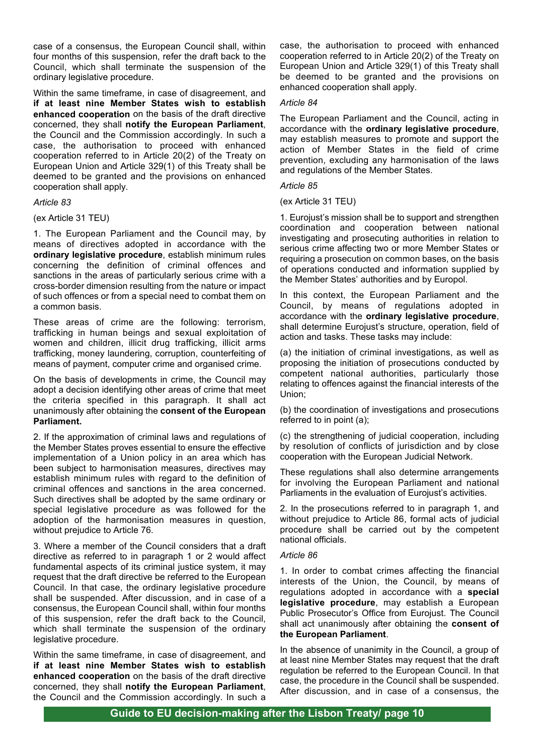case of a consensus, the European Council shall, within four months of this suspension, refer the draft back to the Council, which shall terminate the suspension of the ordinary legislative procedure.

Within the same timeframe, in case of disagreement, and **if at least nine Member States wish to establish enhanced cooperation** on the basis of the draft directive concerned, they shall **notify the European Parliament**, the Council and the Commission accordingly. In such a case, the authorisation to proceed with enhanced cooperation referred to in Article 20(2) of the Treaty on European Union and Article 329(1) of this Treaty shall be deemed to be granted and the provisions on enhanced cooperation shall apply.

*Article 83*

(ex Article 31 TEU)

1. The European Parliament and the Council may, by means of directives adopted in accordance with the **ordinary legislative procedure**, establish minimum rules concerning the definition of criminal offences and sanctions in the areas of particularly serious crime with a cross-border dimension resulting from the nature or impact of such offences or from a special need to combat them on a common basis.

These areas of crime are the following: terrorism, trafficking in human beings and sexual exploitation of women and children, illicit drug trafficking, illicit arms trafficking, money laundering, corruption, counterfeiting of means of payment, computer crime and organised crime.

On the basis of developments in crime, the Council may adopt a decision identifying other areas of crime that meet the criteria specified in this paragraph. It shall act unanimously after obtaining the **consent of the European Parliament.**

2. If the approximation of criminal laws and regulations of the Member States proves essential to ensure the effective implementation of a Union policy in an area which has been subject to harmonisation measures, directives may establish minimum rules with regard to the definition of criminal offences and sanctions in the area concerned. Such directives shall be adopted by the same ordinary or special legislative procedure as was followed for the adoption of the harmonisation measures in question, without prejudice to Article 76.

3. Where a member of the Council considers that a draft directive as referred to in paragraph 1 or 2 would affect fundamental aspects of its criminal justice system, it may request that the draft directive be referred to the European Council. In that case, the ordinary legislative procedure shall be suspended. After discussion, and in case of a consensus, the European Council shall, within four months of this suspension, refer the draft back to the Council, which shall terminate the suspension of the ordinary legislative procedure.

Within the same timeframe, in case of disagreement, and **if at least nine Member States wish to establish enhanced cooperation** on the basis of the draft directive concerned, they shall **notify the European Parliament**, the Council and the Commission accordingly. In such a case, the authorisation to proceed with enhanced cooperation referred to in Article 20(2) of the Treaty on European Union and Article 329(1) of this Treaty shall be deemed to be granted and the provisions on enhanced cooperation shall apply.

*Article 84*

The European Parliament and the Council, acting in accordance with the **ordinary legislative procedure**, may establish measures to promote and support the action of Member States in the field of crime prevention, excluding any harmonisation of the laws and regulations of the Member States.

*Article 85*

(ex Article 31 TEU)

1. Eurojust's mission shall be to support and strengthen coordination and cooperation between national investigating and prosecuting authorities in relation to serious crime affecting two or more Member States or requiring a prosecution on common bases, on the basis of operations conducted and information supplied by the Member States' authorities and by Europol.

In this context, the European Parliament and the Council, by means of regulations adopted in accordance with the **ordinary legislative procedure**, shall determine Eurojust's structure, operation, field of action and tasks. These tasks may include:

(a) the initiation of criminal investigations, as well as proposing the initiation of prosecutions conducted by competent national authorities, particularly those relating to offences against the financial interests of the Union;

(b) the coordination of investigations and prosecutions referred to in point (a);

(c) the strengthening of judicial cooperation, including by resolution of conflicts of jurisdiction and by close cooperation with the European Judicial Network.

These regulations shall also determine arrangements for involving the European Parliament and national Parliaments in the evaluation of Eurojust's activities.

2. In the prosecutions referred to in paragraph 1, and without prejudice to Article 86, formal acts of judicial procedure shall be carried out by the competent national officials.

*Article 86*

1. In order to combat crimes affecting the financial interests of the Union, the Council, by means of regulations adopted in accordance with a **special legislative procedure**, may establish a European Public Prosecutor's Office from Eurojust. The Council shall act unanimously after obtaining the **consent of the European Parliament**.

In the absence of unanimity in the Council, a group of at least nine Member States may request that the draft regulation be referred to the European Council. In that case, the procedure in the Council shall be suspended. After discussion, and in case of a consensus, the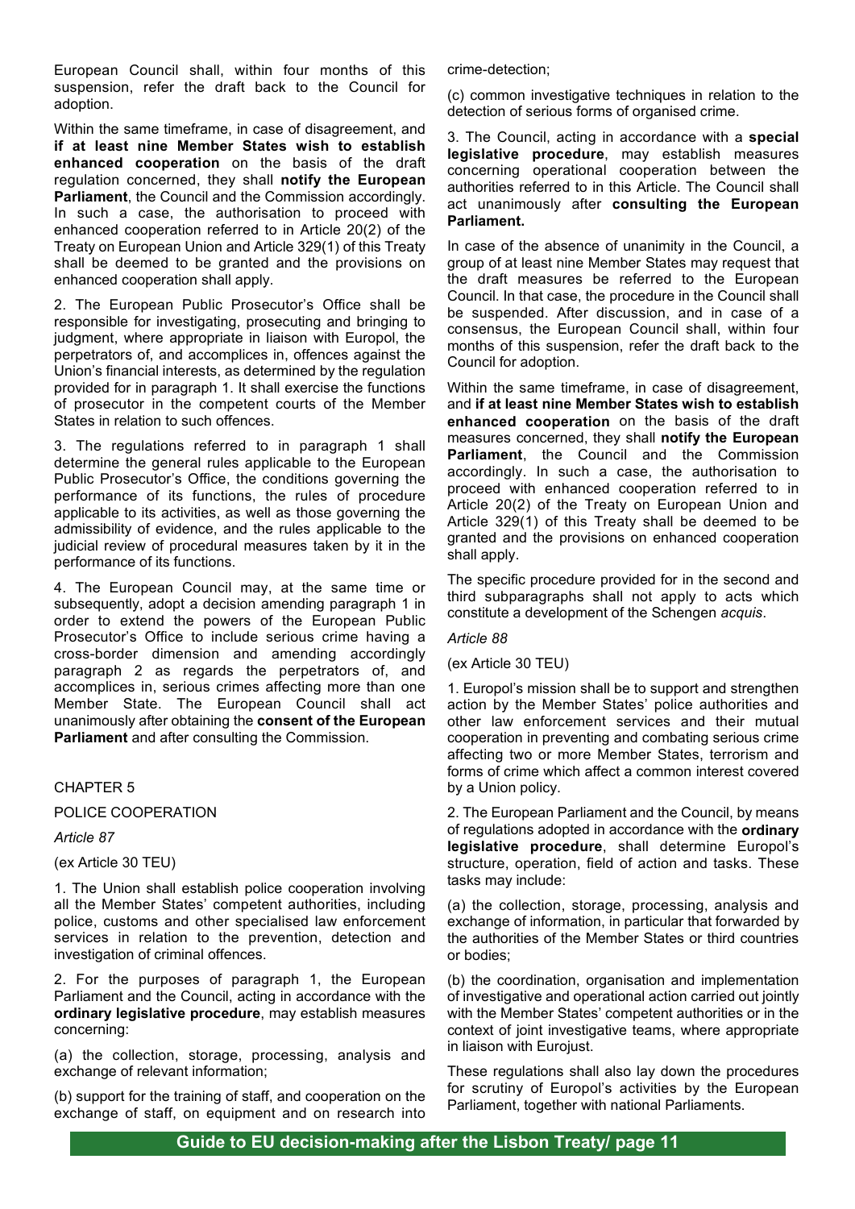European Council shall, within four months of this suspension, refer the draft back to the Council for adoption.

Within the same timeframe, in case of disagreement, and **if at least nine Member States wish to establish enhanced cooperation** on the basis of the draft regulation concerned, they shall **notify the European Parliament**, the Council and the Commission accordingly. In such a case, the authorisation to proceed with enhanced cooperation referred to in Article 20(2) of the Treaty on European Union and Article 329(1) of this Treaty shall be deemed to be granted and the provisions on enhanced cooperation shall apply.

2. The European Public Prosecutor's Office shall be responsible for investigating, prosecuting and bringing to judgment, where appropriate in liaison with Europol, the perpetrators of, and accomplices in, offences against the Union's financial interests, as determined by the regulation provided for in paragraph 1. It shall exercise the functions of prosecutor in the competent courts of the Member States in relation to such offences.

3. The regulations referred to in paragraph 1 shall determine the general rules applicable to the European Public Prosecutor's Office, the conditions governing the performance of its functions, the rules of procedure applicable to its activities, as well as those governing the admissibility of evidence, and the rules applicable to the judicial review of procedural measures taken by it in the performance of its functions.

4. The European Council may, at the same time or subsequently, adopt a decision amending paragraph 1 in order to extend the powers of the European Public Prosecutor's Office to include serious crime having a cross-border dimension and amending accordingly paragraph 2 as regards the perpetrators of, and accomplices in, serious crimes affecting more than one Member State. The European Council shall act unanimously after obtaining the **consent of the European Parliament** and after consulting the Commission.

## CHAPTER 5

## POLICE COOPERATION

*Article 87*

(ex Article 30 TEU)

1. The Union shall establish police cooperation involving all the Member States' competent authorities, including police, customs and other specialised law enforcement services in relation to the prevention, detection and investigation of criminal offences.

2. For the purposes of paragraph 1, the European Parliament and the Council, acting in accordance with the **ordinary legislative procedure**, may establish measures concerning:

(a) the collection, storage, processing, analysis and exchange of relevant information;

(b) support for the training of staff, and cooperation on the exchange of staff, on equipment and on research into crime-detection;

(c) common investigative techniques in relation to the detection of serious forms of organised crime.

3. The Council, acting in accordance with a **special legislative procedure**, may establish measures concerning operational cooperation between the authorities referred to in this Article. The Council shall act unanimously after **consulting the European Parliament.**

In case of the absence of unanimity in the Council, a group of at least nine Member States may request that the draft measures be referred to the European Council. In that case, the procedure in the Council shall be suspended. After discussion, and in case of a consensus, the European Council shall, within four months of this suspension, refer the draft back to the Council for adoption.

Within the same timeframe, in case of disagreement, and **if at least nine Member States wish to establish enhanced cooperation** on the basis of the draft measures concerned, they shall **notify the European Parliament**, the Council and the Commission accordingly. In such a case, the authorisation to proceed with enhanced cooperation referred to in Article 20(2) of the Treaty on European Union and Article 329(1) of this Treaty shall be deemed to be granted and the provisions on enhanced cooperation shall apply.

The specific procedure provided for in the second and third subparagraphs shall not apply to acts which constitute a development of the Schengen *acquis*.

*Article 88*

(ex Article 30 TEU)

1. Europol's mission shall be to support and strengthen action by the Member States' police authorities and other law enforcement services and their mutual cooperation in preventing and combating serious crime affecting two or more Member States, terrorism and forms of crime which affect a common interest covered by a Union policy.

2. The European Parliament and the Council, by means of regulations adopted in accordance with the **ordinary legislative procedure**, shall determine Europol's structure, operation, field of action and tasks. These tasks may include:

(a) the collection, storage, processing, analysis and exchange of information, in particular that forwarded by the authorities of the Member States or third countries or bodies;

(b) the coordination, organisation and implementation of investigative and operational action carried out jointly with the Member States' competent authorities or in the context of joint investigative teams, where appropriate in liaison with Eurojust.

These regulations shall also lay down the procedures for scrutiny of Europol's activities by the European Parliament, together with national Parliaments.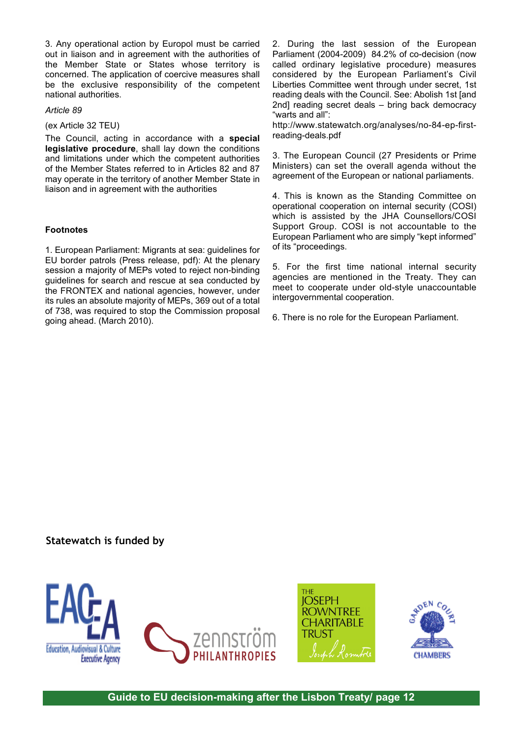3. Any operational action by Europol must be carried out in liaison and in agreement with the authorities of the Member State or States whose territory is concerned. The application of coercive measures shall be the exclusive responsibility of the competent national authorities.

*Article 89*

(ex Article 32 TEU)

The Council, acting in accordance with a **special legislative procedure**, shall lay down the conditions and limitations under which the competent authorities of the Member States referred to in Articles 82 and 87 may operate in the territory of another Member State in liaison and in agreement with the authorities

**Footnotes**

1. European Parliament: Migrants at sea: guidelines for EU border patrols (Press release, pdf): At the plenary session a majority of MEPs voted to reject non-binding guidelines for search and rescue at sea conducted by the FRONTEX and national agencies, however, under its rules an absolute majority of MEPs, 369 out of a total of 738, was required to stop the Commission proposal going ahead. (March 2010).

2. During the last session of the European Parliament (2004-2009) 84.2% of co-decision (now called ordinary legislative procedure) measures considered by the European Parliament's Civil Liberties Committee went through under secret, 1st reading deals with the Council. See: Abolish 1st [and 2nd] reading secret deals – bring back democracy "warts and all":
http://www.statewatch.org/analyses/no-84-ep-first-reading-deals.pdf

3. The European Council (27 Presidents or Prime Ministers) can set the overall agenda without the agreement of the European or national parliaments.

4. This is known as the Standing Committee on operational cooperation on internal security (COSI) which is assisted by the JHA Counsellors/COSI Support Group. COSI is not accountable to the European Parliament who are simply "kept informed" of its "proceedings.

5. For the first time national internal security agencies are mentioned in the Treaty. They can meet to cooperate under old-style unaccountable intergovernmental cooperation.

6. There is no role for the European Parliament.

**Statewatch is funded by**

EACEA Education, Audiovisual & Culture Executive Agency

zennström PHILANTHROPIES

THE JOSEPH ROWNTREE CHARITABLE TRUST

GARDEN COURT CHAMBERS

**Guide to EU decision-making after the Lisbon Treaty/ page 12**